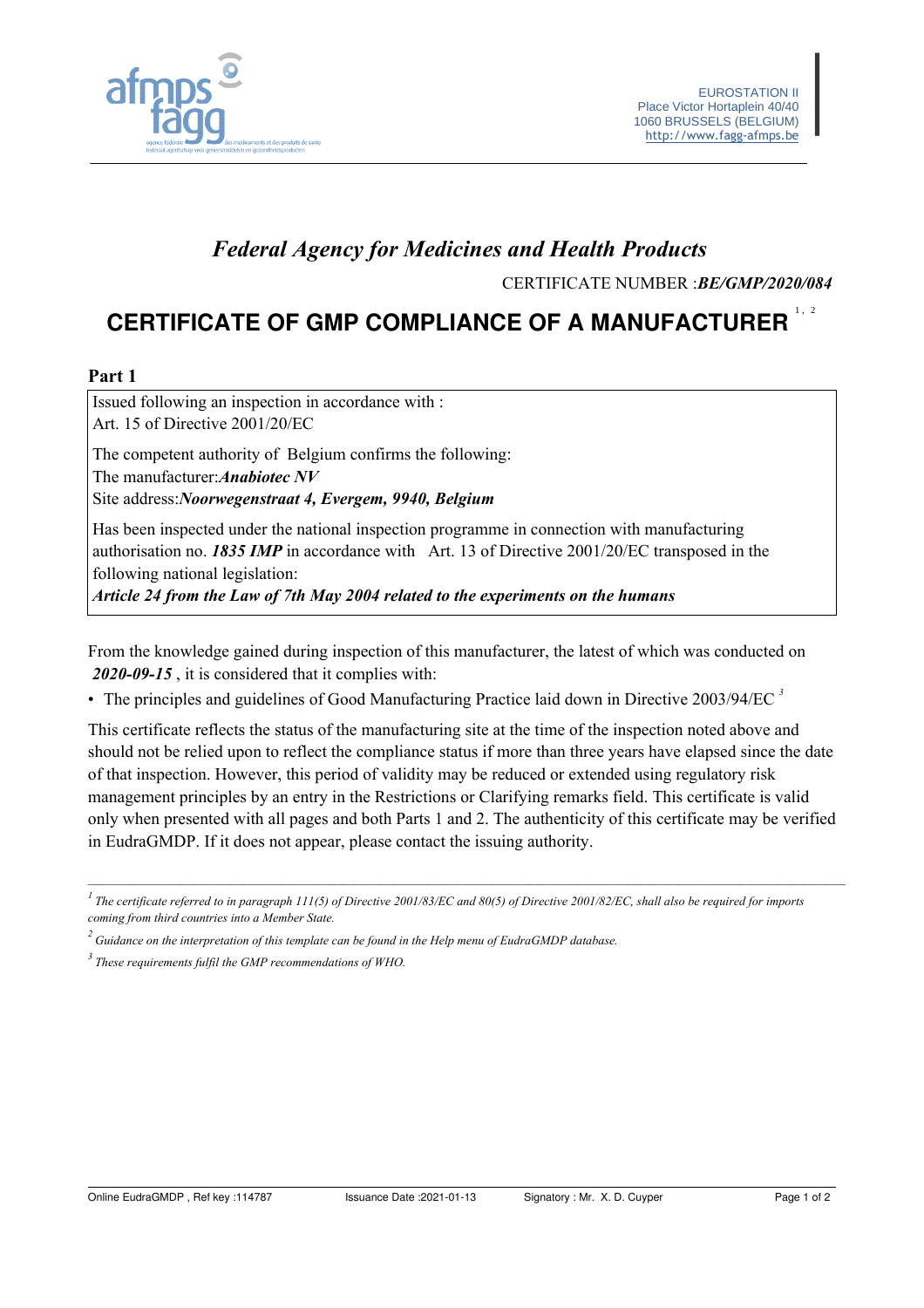EUROSTATION II
Place Victor Hortaplein 40/40
1060 BRUSSELS (BELGIUM)
http://www.fagg-afmps.be

## *Federal Agency for Medicines and Health Products*

CERTIFICATE NUMBER :***BE/GMP/2020/084***

# CERTIFICATE OF GMP COMPLIANCE OF A MANUFACTURER [1, 2]

### Part 1

Issued following an inspection in accordance with :
Art. 15 of Directive 2001/20/EC

The competent authority of Belgium confirms the following:
The manufacturer:***Anabiotec NV***
Site address:***Noorwegenstraat 4, Evergem, 9940, Belgium***

Has been inspected under the national inspection programme in connection with manufacturing authorisation no. ***1835 IMP*** in accordance with Art. 13 of Directive 2001/20/EC transposed in the following national legislation:
***Article 24 from the Law of 7th May 2004 related to the experiments on the humans***

From the knowledge gained during inspection of this manufacturer, the latest of which was conducted on ***2020-09-15*** , it is considered that it complies with:

- The principles and guidelines of Good Manufacturing Practice laid down in Directive 2003/94/EC [3]

This certificate reflects the status of the manufacturing site at the time of the inspection noted above and should not be relied upon to reflect the compliance status if more than three years have elapsed since the date of that inspection. However, this period of validity may be reduced or extended using regulatory risk management principles by an entry in the Restrictions or Clarifying remarks field. This certificate is valid only when presented with all pages and both Parts 1 and 2. The authenticity of this certificate may be verified in EudraGMDP. If it does not appear, please contact the issuing authority.

---

[1] *The certificate referred to in paragraph 111(5) of Directive 2001/83/EC and 80(5) of Directive 2001/82/EC, shall also be required for imports coming from third countries into a Member State.*

[2] *Guidance on the interpretation of this template can be found in the Help menu of EudraGMDP database.*

[3] *These requirements fulfil the GMP recommendations of WHO.*

Online EudraGMDP , Ref key :114787 Issuance Date :2021-01-13 Signatory : Mr. X. D. Cuyper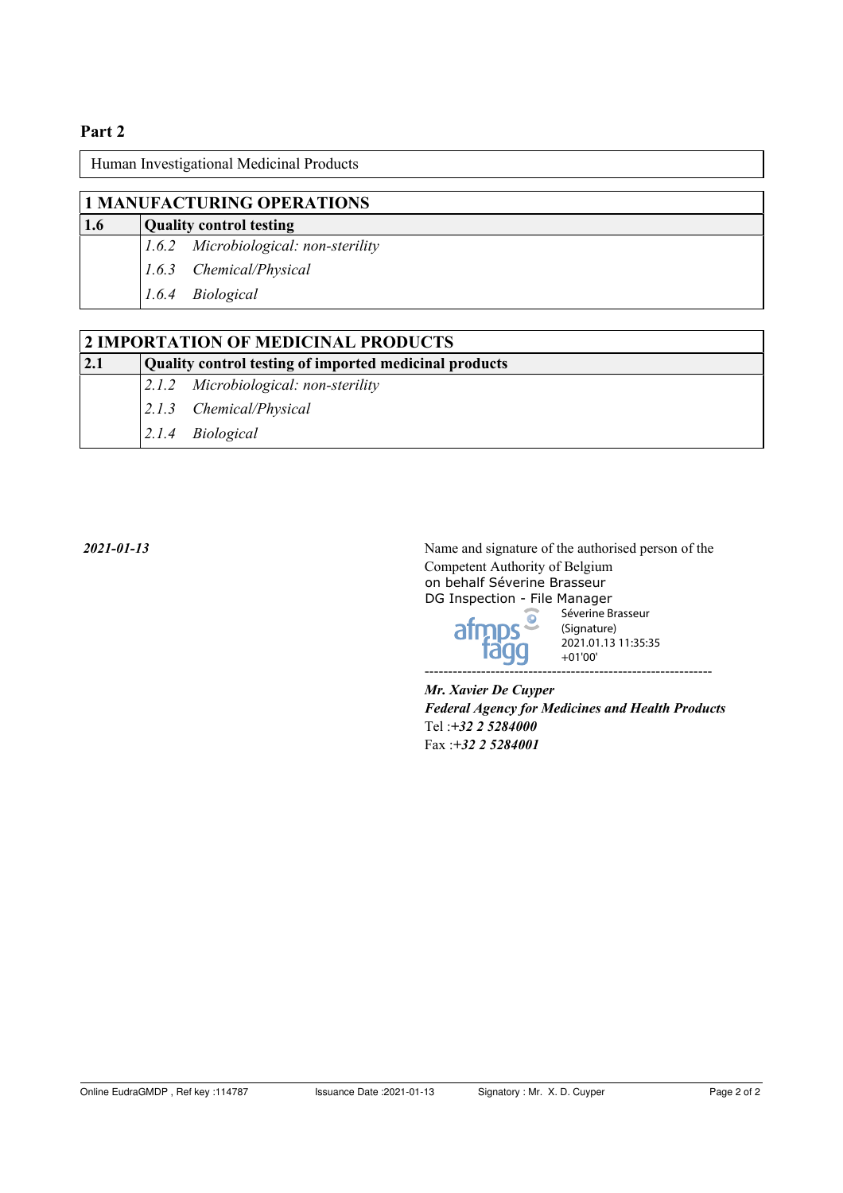**Part 2**

| Human Investigational Medicinal Products |
|---|

| 1 MANUFACTURING OPERATIONS | |
|---|---|
| **1.6** | **Quality control testing** |
| | *1.6.2 Microbiological: non-sterility* |
| | *1.6.3 Chemical/Physical* |
| | *1.6.4 Biological* |

| 2 IMPORTATION OF MEDICINAL PRODUCTS | |
|---|---|
| **2.1** | **Quality control testing of imported medicinal products** |
| | *2.1.2 Microbiological: non-sterility* |
| | *2.1.3 Chemical/Physical* |
| | *2.1.4 Biological* |

***2021-01-13***

Name and signature of the authorised person of the Competent Authority of Belgium
on behalf Séverine Brasseur
DG Inspection - File Manager

afmps fagg
Séverine Brasseur
(Signature)
2021.01.13 11:35:35
+01'00'

-----------------------------------------------------------

***Mr. Xavier De Cuyper***
***Federal Agency for Medicines and Health Products***
Tel :*+32 2 5284000*
Fax :*+32 2 5284001*

Online EudraGMDP , Ref key :114787    Issuance Date :2021-01-13    Signatory : Mr. X. D. Cuyper